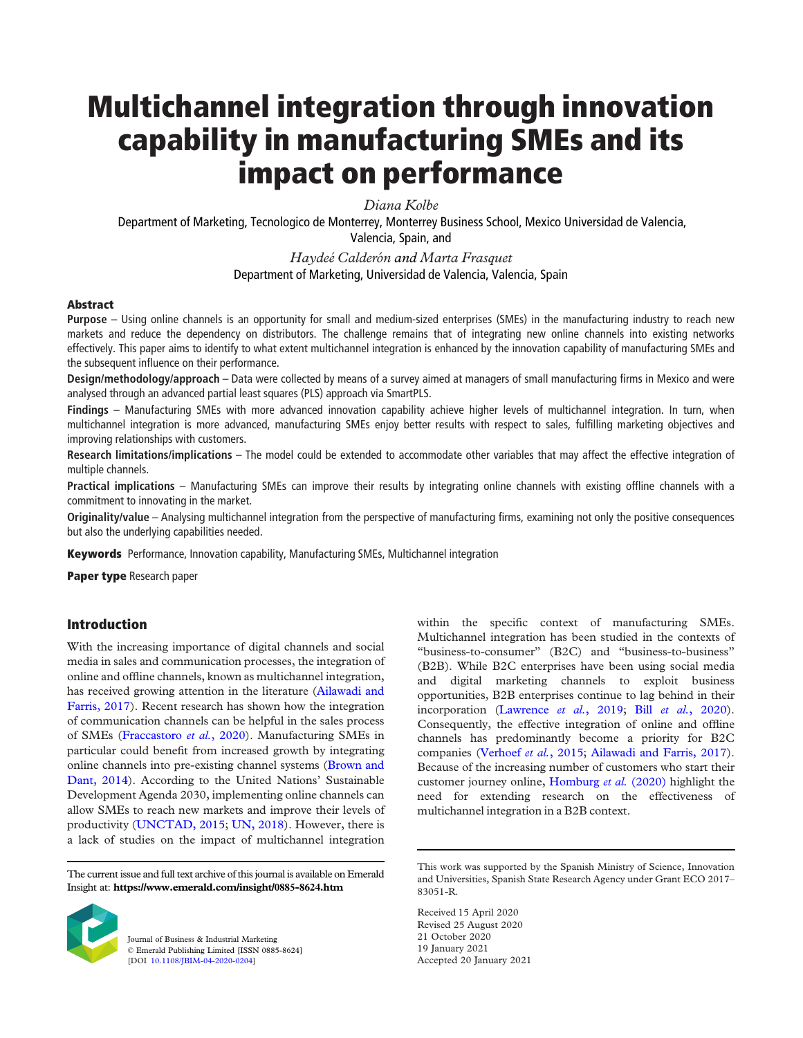# Multichannel integration through innovation capability in manufacturing SMEs and its impact on performance

*Diana Kolbe*

Department of Marketing, Tecnologico de Monterrey, Monterrey Business School, Mexico Universidad de Valencia, Valencia, Spain, and

*Haydeé Calderón and Marta Frasquet*

Department of Marketing, Universidad de Valencia, Valencia, Spain

## Abstract

**Purpose** – Using online channels is an opportunity for small and medium-sized enterprises (SMEs) in the manufacturing industry to reach new markets and reduce the dependency on distributors. The challenge remains that of integrating new online channels into existing networks effectively. This paper aims to identify to what extent multichannel integration is enhanced by the innovation capability of manufacturing SMEs and the subsequent influence on their performance.

**Design/methodology/approach** – Data were collected by means of a survey aimed at managers of small manufacturing firms in Mexico and were analysed through an advanced partial least squares (PLS) approach via SmartPLS.

**Findings** – Manufacturing SMEs with more advanced innovation capability achieve higher levels of multichannel integration. In turn, when multichannel integration is more advanced, manufacturing SMEs enjoy better results with respect to sales, fulfilling marketing objectives and improving relationships with customers.

**Research limitations/implications** – The model could be extended to accommodate other variables that may affect the effective integration of multiple channels.

**Practical implications** – Manufacturing SMEs can improve their results by integrating online channels with existing offline channels with a commitment to innovating in the market.

**Originality/value** – Analysing multichannel integration from the perspective of manufacturing firms, examining not only the positive consequences but also the underlying capabilities needed.

**Keywords** Performance, Innovation capability, Manufacturing SMEs, Multichannel integration

**Paper type** Research paper

## Introduction

With the increasing importance of digital channels and social media in sales and communication processes, the integration of online and offline channels, known as multichannel integration, has received growing attention in the literature (Ailawadi and Farris, 2017). Recent research has shown how the integration of communication channels can be helpful in the sales process of SMEs (Fraccastoro *et al.*, 2020). Manufacturing SMEs in particular could benefit from increased growth by integrating online channels into pre-existing channel systems (Brown and Dant, 2014). According to the United Nations' Sustainable Development Agenda 2030, implementing online channels can allow SMEs to reach new markets and improve their levels of productivity (UNCTAD, 2015; UN, 2018). However, there is a lack of studies on the impact of multichannel integration within the specific context of manufacturing SMEs. Multichannel integration has been studied in the contexts of "business-to-consumer" (B2C) and "business-to-business" (B2B). While B2C enterprises have been using social media and digital marketing channels to exploit business opportunities, B2B enterprises continue to lag behind in their incorporation (Lawrence *et al.*, 2019; Bill *et al.*, 2020). Consequently, the effective integration of online and offline channels has predominantly become a priority for B2C companies (Verhoef *et al.*, 2015; Ailawadi and Farris, 2017). Because of the increasing number of customers who start their customer journey online, Homburg *et al.* (2020) highlight the need for extending research on the effectiveness of multichannel integration in a B2B context.

The current issue and full text archive of this journal is available on Emerald Insight at: **https://www.emerald.com/insight/0885-8624.htm**

Journal of Business & Industrial Marketing
© Emerald Publishing Limited [ISSN 0885-8624]
[DOI 10.1108/JBIM-04-2020-0204]

This work was supported by the Spanish Ministry of Science, Innovation and Universities, Spanish State Research Agency under Grant ECO 2017–83051-R.

Received 15 April 2020
Revised 25 August 2020
21 October 2020
19 January 2021
Accepted 20 January 2021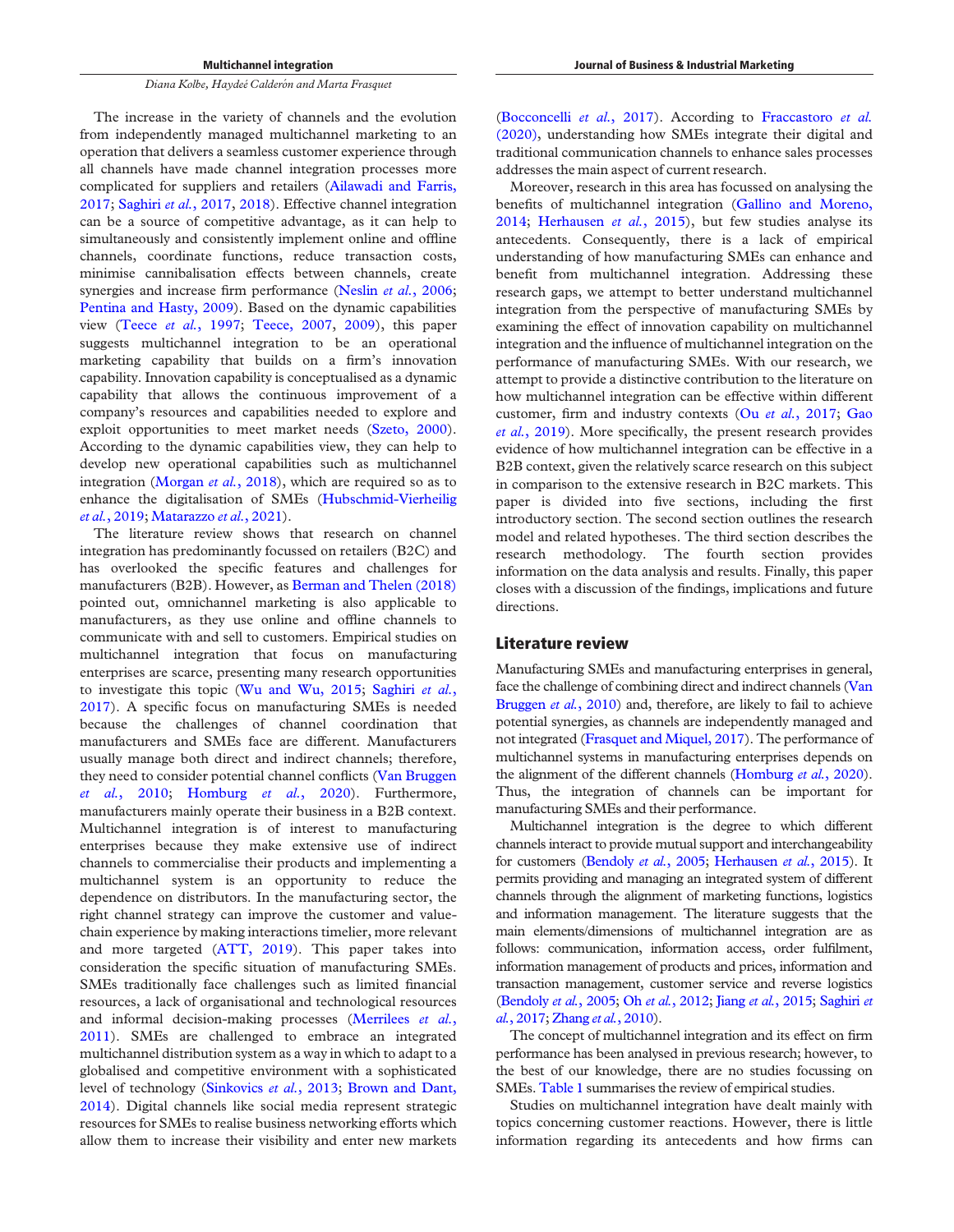The increase in the variety of channels and the evolution from independently managed multichannel marketing to an operation that delivers a seamless customer experience through all channels have made channel integration processes more complicated for suppliers and retailers (Ailawadi and Farris, 2017; Saghiri *et al.*, 2017, 2018). Effective channel integration can be a source of competitive advantage, as it can help to simultaneously and consistently implement online and offline channels, coordinate functions, reduce transaction costs, minimise cannibalisation effects between channels, create synergies and increase firm performance (Neslin *et al.*, 2006; Pentina and Hasty, 2009). Based on the dynamic capabilities view (Teece *et al.*, 1997; Teece, 2007, 2009), this paper suggests multichannel integration to be an operational marketing capability that builds on a firm's innovation capability. Innovation capability is conceptualised as a dynamic capability that allows the continuous improvement of a company's resources and capabilities needed to explore and exploit opportunities to meet market needs (Szeto, 2000). According to the dynamic capabilities view, they can help to develop new operational capabilities such as multichannel integration (Morgan *et al.*, 2018), which are required so as to enhance the digitalisation of SMEs (Hubschmid-Vierheilig *et al.*, 2019; Matarazzo *et al.*, 2021).

The literature review shows that research on channel integration has predominantly focussed on retailers (B2C) and has overlooked the specific features and challenges for manufacturers (B2B). However, as Berman and Thelen (2018) pointed out, omnichannel marketing is also applicable to manufacturers, as they use online and offline channels to communicate with and sell to customers. Empirical studies on multichannel integration that focus on manufacturing enterprises are scarce, presenting many research opportunities to investigate this topic (Wu and Wu, 2015; Saghiri *et al.*, 2017). A specific focus on manufacturing SMEs is needed because the challenges of channel coordination that manufacturers and SMEs face are different. Manufacturers usually manage both direct and indirect channels; therefore, they need to consider potential channel conflicts (Van Bruggen *et al.*, 2010; Homburg *et al.*, 2020). Furthermore, manufacturers mainly operate their business in a B2B context. Multichannel integration is of interest to manufacturing enterprises because they make extensive use of indirect channels to commercialise their products and implementing a multichannel system is an opportunity to reduce the dependence on distributors. In the manufacturing sector, the right channel strategy can improve the customer and value-chain experience by making interactions timelier, more relevant and more targeted (ATT, 2019). This paper takes into consideration the specific situation of manufacturing SMEs. SMEs traditionally face challenges such as limited financial resources, a lack of organisational and technological resources and informal decision-making processes (Merrilees *et al.*, 2011). SMEs are challenged to embrace an integrated multichannel distribution system as a way in which to adapt to a globalised and competitive environment with a sophisticated level of technology (Sinkovics *et al.*, 2013; Brown and Dant, 2014). Digital channels like social media represent strategic resources for SMEs to realise business networking efforts which allow them to increase their visibility and enter new markets (Bocconcelli *et al.*, 2017). According to Fraccastoro *et al.* (2020), understanding how SMEs integrate their digital and traditional communication channels to enhance sales processes addresses the main aspect of current research.

Moreover, research in this area has focussed on analysing the benefits of multichannel integration (Gallino and Moreno, 2014; Herhausen *et al.*, 2015), but few studies analyse its antecedents. Consequently, there is a lack of empirical understanding of how manufacturing SMEs can enhance and benefit from multichannel integration. Addressing these research gaps, we attempt to better understand multichannel integration from the perspective of manufacturing SMEs by examining the effect of innovation capability on multichannel integration and the influence of multichannel integration on the performance of manufacturing SMEs. With our research, we attempt to provide a distinctive contribution to the literature on how multichannel integration can be effective within different customer, firm and industry contexts (Ou *et al.*, 2017; Gao *et al.*, 2019). More specifically, the present research provides evidence of how multichannel integration can be effective in a B2B context, given the relatively scarce research on this subject in comparison to the extensive research in B2C markets. This paper is divided into five sections, including the first introductory section. The second section outlines the research model and related hypotheses. The third section describes the research methodology. The fourth section provides information on the data analysis and results. Finally, this paper closes with a discussion of the findings, implications and future directions.

## Literature review

Manufacturing SMEs and manufacturing enterprises in general, face the challenge of combining direct and indirect channels (Van Bruggen *et al.*, 2010) and, therefore, are likely to fail to achieve potential synergies, as channels are independently managed and not integrated (Frasquet and Miquel, 2017). The performance of multichannel systems in manufacturing enterprises depends on the alignment of the different channels (Homburg *et al.*, 2020). Thus, the integration of channels can be important for manufacturing SMEs and their performance.

Multichannel integration is the degree to which different channels interact to provide mutual support and interchangeability for customers (Bendoly *et al.*, 2005; Herhausen *et al.*, 2015). It permits providing and managing an integrated system of different channels through the alignment of marketing functions, logistics and information management. The literature suggests that the main elements/dimensions of multichannel integration are as follows: communication, information access, order fulfilment, information management of products and prices, information and transaction management, customer service and reverse logistics (Bendoly *et al.*, 2005; Oh *et al.*, 2012; Jiang *et al.*, 2015; Saghiri *et al.*, 2017; Zhang *et al.*, 2010).

The concept of multichannel integration and its effect on firm performance has been analysed in previous research; however, to the best of our knowledge, there are no studies focussing on SMEs. Table 1 summarises the review of empirical studies.

Studies on multichannel integration have dealt mainly with topics concerning customer reactions. However, there is little information regarding its antecedents and how firms can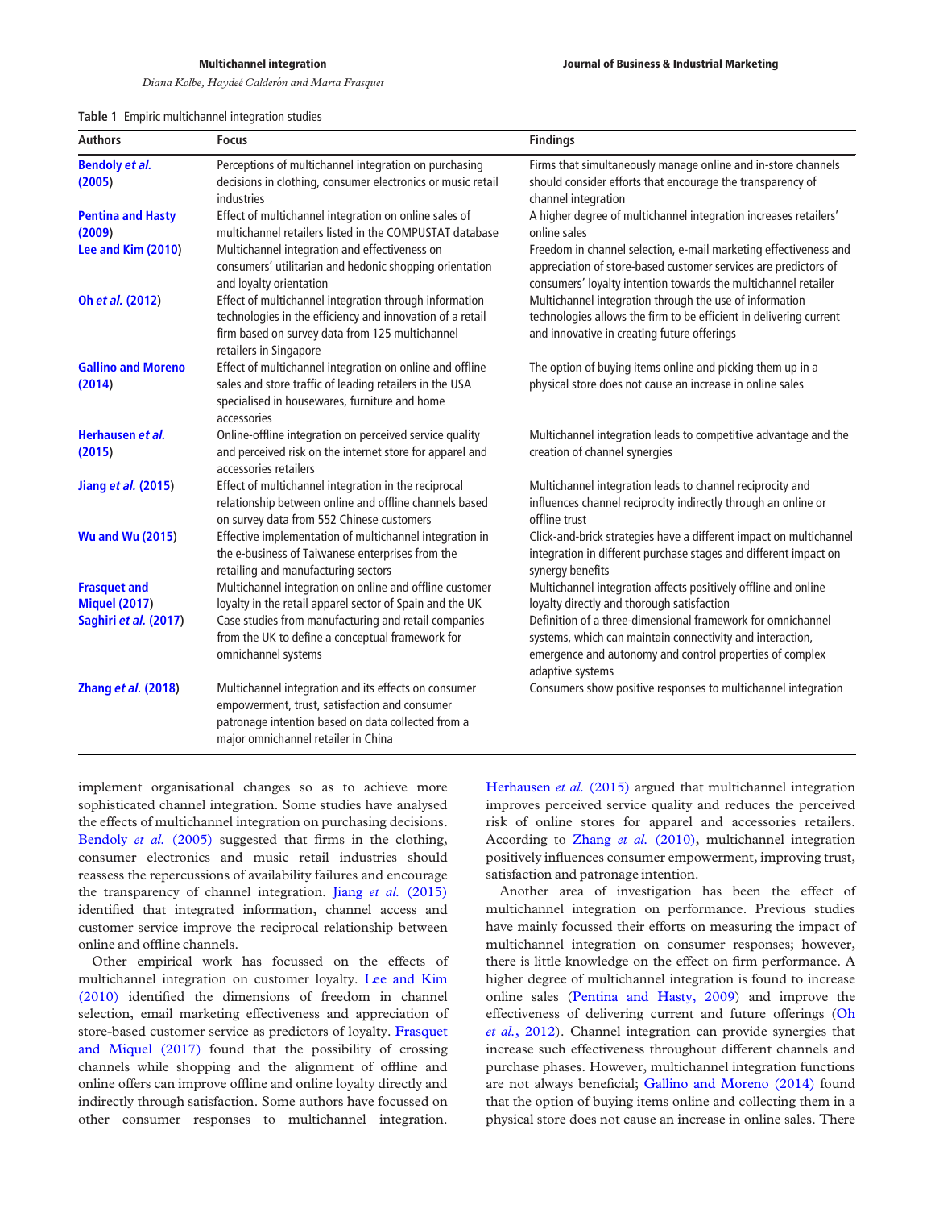Table 1 Empiric multichannel integration studies

| Authors | Focus | Findings |
|---|---|---|
| Bendoly *et al.* (2005) | Perceptions of multichannel integration on purchasing decisions in clothing, consumer electronics or music retail industries | Firms that simultaneously manage online and in-store channels should consider efforts that encourage the transparency of channel integration |
| Pentina and Hasty (2009) | Effect of multichannel integration on online sales of multichannel retailers listed in the COMPUSTAT database | A higher degree of multichannel integration increases retailers' online sales |
| Lee and Kim (2010) | Multichannel integration and effectiveness on consumers' utilitarian and hedonic shopping orientation and loyalty orientation | Freedom in channel selection, e-mail marketing effectiveness and appreciation of store-based customer services are predictors of consumers' loyalty intention towards the multichannel retailer |
| Oh *et al.* (2012) | Effect of multichannel integration through information technologies in the efficiency and innovation of a retail firm based on survey data from 125 multichannel retailers in Singapore | Multichannel integration through the use of information technologies allows the firm to be efficient in delivering current and innovative in creating future offerings |
| Gallino and Moreno (2014) | Effect of multichannel integration on online and offline sales and store traffic of leading retailers in the USA specialised in housewares, furniture and home accessories | The option of buying items online and picking them up in a physical store does not cause an increase in online sales |
| Herhausen *et al.* (2015) | Online-offline integration on perceived service quality and perceived risk on the internet store for apparel and accessories retailers | Multichannel integration leads to competitive advantage and the creation of channel synergies |
| Jiang *et al.* (2015) | Effect of multichannel integration in the reciprocal relationship between online and offline channels based on survey data from 552 Chinese customers | Multichannel integration leads to channel reciprocity and influences channel reciprocity indirectly through an online or offline trust |
| Wu and Wu (2015) | Effective implementation of multichannel integration in the e-business of Taiwanese enterprises from the retailing and manufacturing sectors | Click-and-brick strategies have a different impact on multichannel integration in different purchase stages and different impact on synergy benefits |
| Frasquet and Miquel (2017) | Multichannel integration on online and offline customer loyalty in the retail apparel sector of Spain and the UK | Multichannel integration affects positively offline and online loyalty directly and thorough satisfaction |
| Saghiri *et al.* (2017) | Case studies from manufacturing and retail companies from the UK to define a conceptual framework for omnichannel systems | Definition of a three-dimensional framework for omnichannel systems, which can maintain connectivity and interaction, emergence and autonomy and control properties of complex adaptive systems |
| Zhang *et al.* (2018) | Multichannel integration and its effects on consumer empowerment, trust, satisfaction and consumer patronage intention based on data collected from a major omnichannel retailer in China | Consumers show positive responses to multichannel integration |

implement organisational changes so as to achieve more sophisticated channel integration. Some studies have analysed the effects of multichannel integration on purchasing decisions. Bendoly *et al.* (2005) suggested that firms in the clothing, consumer electronics and music retail industries should reassess the repercussions of availability failures and encourage the transparency of channel integration. Jiang *et al.* (2015) identified that integrated information, channel access and customer service improve the reciprocal relationship between online and offline channels.

Other empirical work has focussed on the effects of multichannel integration on customer loyalty. Lee and Kim (2010) identified the dimensions of freedom in channel selection, email marketing effectiveness and appreciation of store-based customer service as predictors of loyalty. Frasquet and Miquel (2017) found that the possibility of crossing channels while shopping and the alignment of offline and online offers can improve offline and online loyalty directly and indirectly through satisfaction. Some authors have focussed on other consumer responses to multichannel integration. Herhausen *et al.* (2015) argued that multichannel integration improves perceived service quality and reduces the perceived risk of online stores for apparel and accessories retailers. According to Zhang *et al.* (2010), multichannel integration positively influences consumer empowerment, improving trust, satisfaction and patronage intention.

Another area of investigation has been the effect of multichannel integration on performance. Previous studies have mainly focussed their efforts on measuring the impact of multichannel integration on consumer responses; however, there is little knowledge on the effect on firm performance. A higher degree of multichannel integration is found to increase online sales (Pentina and Hasty, 2009) and improve the effectiveness of delivering current and future offerings (Oh *et al.*, 2012). Channel integration can provide synergies that increase such effectiveness throughout different channels and purchase phases. However, multichannel integration functions are not always beneficial; Gallino and Moreno (2014) found that the option of buying items online and collecting them in a physical store does not cause an increase in online sales. There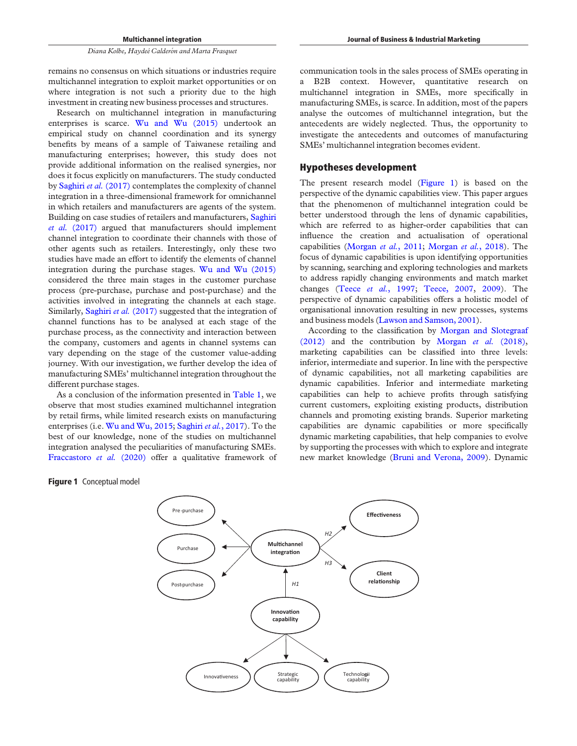remains no consensus on which situations or industries require multichannel integration to exploit market opportunities or on where integration is not such a priority due to the high investment in creating new business processes and structures.

Research on multichannel integration in manufacturing enterprises is scarce. Wu and Wu (2015) undertook an empirical study on channel coordination and its synergy benefits by means of a sample of Taiwanese retailing and manufacturing enterprises; however, this study does not provide additional information on the realised synergies, nor does it focus explicitly on manufacturers. The study conducted by Saghiri *et al.* (2017) contemplates the complexity of channel integration in a three-dimensional framework for omnichannel in which retailers and manufacturers are agents of the system. Building on case studies of retailers and manufacturers, Saghiri *et al.* (2017) argued that manufacturers should implement channel integration to coordinate their channels with those of other agents such as retailers. Interestingly, only these two studies have made an effort to identify the elements of channel integration during the purchase stages. Wu and Wu (2015) considered the three main stages in the customer purchase process (pre-purchase, purchase and post-purchase) and the activities involved in integrating the channels at each stage. Similarly, Saghiri *et al.* (2017) suggested that the integration of channel functions has to be analysed at each stage of the purchase process, as the connectivity and interaction between the company, customers and agents in channel systems can vary depending on the stage of the customer value-adding journey. With our investigation, we further develop the idea of manufacturing SMEs' multichannel integration throughout the different purchase stages.

As a conclusion of the information presented in Table 1, we observe that most studies examined multichannel integration by retail firms, while limited research exists on manufacturing enterprises (i.e. Wu and Wu, 2015; Saghiri *et al.*, 2017). To the best of our knowledge, none of the studies on multichannel integration analysed the peculiarities of manufacturing SMEs. Fraccastoro *et al.* (2020) offer a qualitative framework of communication tools in the sales process of SMEs operating in a B2B context. However, quantitative research on multichannel integration in SMEs, more specifically in manufacturing SMEs, is scarce. In addition, most of the papers analyse the outcomes of multichannel integration, but the antecedents are widely neglected. Thus, the opportunity to investigate the antecedents and outcomes of manufacturing SMEs' multichannel integration becomes evident.

## Hypotheses development

The present research model (Figure 1) is based on the perspective of the dynamic capabilities view. This paper argues that the phenomenon of multichannel integration could be better understood through the lens of dynamic capabilities, which are referred to as higher-order capabilities that can influence the creation and actualisation of operational capabilities (Morgan *et al.*, 2011; Morgan *et al.*, 2018). The focus of dynamic capabilities is upon identifying opportunities by scanning, searching and exploring technologies and markets to address rapidly changing environments and match market changes (Teece *et al.*, 1997; Teece, 2007, 2009). The perspective of dynamic capabilities offers a holistic model of organisational innovation resulting in new processes, systems and business models (Lawson and Samson, 2001).

According to the classification by Morgan and Slotegraaf (2012) and the contribution by Morgan *et al.* (2018), marketing capabilities can be classified into three levels: inferior, intermediate and superior. In line with the perspective of dynamic capabilities, not all marketing capabilities are dynamic capabilities. Inferior and intermediate marketing capabilities can help to achieve profits through satisfying current customers, exploiting existing products, distribution channels and promoting existing brands. Superior marketing capabilities are dynamic capabilities or more specifically dynamic marketing capabilities, that help companies to evolve by supporting the processes with which to explore and integrate new market knowledge (Bruni and Verona, 2009). Dynamic

**Figure 1** Conceptual model

Pre-purchase · Purchase · Post-purchase · Multichannel integration · H2 · Effectiveness · H3 · Client relationship · H1 · Innovation capability · Innovativeness · Strategic capability · Technological capability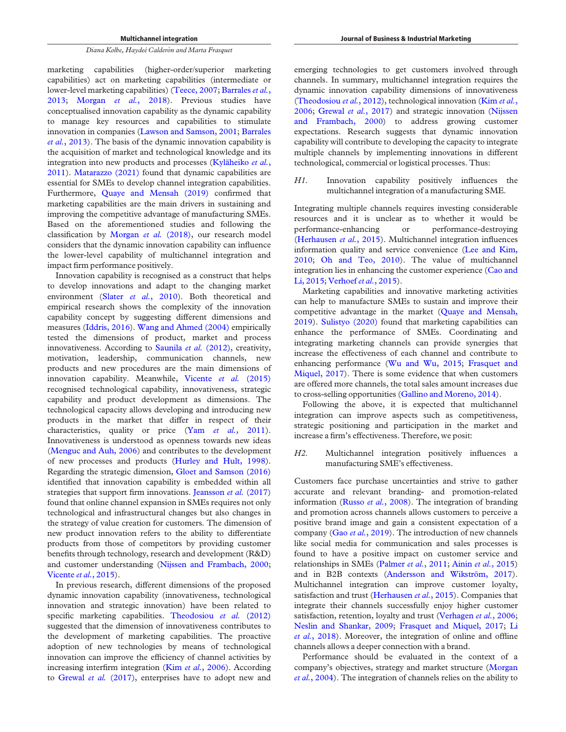marketing capabilities (higher-order/superior marketing capabilities) act on marketing capabilities (intermediate or lower-level marketing capabilities) (Teece, 2007; Barrales *et al.*, 2013; Morgan *et al.*, 2018). Previous studies have conceptualised innovation capability as the dynamic capability to manage key resources and capabilities to stimulate innovation in companies (Lawson and Samson, 2001; Barrales *et al.*, 2013). The basis of the dynamic innovation capability is the acquisition of market and technological knowledge and its integration into new products and processes (Kyläheiko *et al.*, 2011). Matarazzo (2021) found that dynamic capabilities are essential for SMEs to develop channel integration capabilities. Furthermore, Quaye and Mensah (2019) confirmed that marketing capabilities are the main drivers in sustaining and improving the competitive advantage of manufacturing SMEs. Based on the aforementioned studies and following the classification by Morgan *et al.* (2018), our research model considers that the dynamic innovation capability can influence the lower-level capability of multichannel integration and impact firm performance positively.

Innovation capability is recognised as a construct that helps to develop innovations and adapt to the changing market environment (Slater *et al.*, 2010). Both theoretical and empirical research shows the complexity of the innovation capability concept by suggesting different dimensions and measures (Iddris, 2016). Wang and Ahmed (2004) empirically tested the dimensions of product, market and process innovativeness. According to Saunila *et al.* (2012), creativity, motivation, leadership, communication channels, new products and new procedures are the main dimensions of innovation capability. Meanwhile, Vicente *et al.* (2015) recognised technological capability, innovativeness, strategic capability and product development as dimensions. The technological capacity allows developing and introducing new products in the market that differ in respect of their characteristics, quality or price (Yam *et al.*, 2011). Innovativeness is understood as openness towards new ideas (Menguc and Auh, 2006) and contributes to the development of new processes and products (Hurley and Hult, 1998). Regarding the strategic dimension, Gloet and Samson (2016) identified that innovation capability is embedded within all strategies that support firm innovations. Jeansson *et al.* (2017) found that online channel expansion in SMEs requires not only technological and infrastructural changes but also changes in the strategy of value creation for customers. The dimension of new product innovation refers to the ability to differentiate products from those of competitors by providing customer benefits through technology, research and development (R&D) and customer understanding (Nijssen and Frambach, 2000; Vicente *et al.*, 2015).

In previous research, different dimensions of the proposed dynamic innovation capability (innovativeness, technological innovation and strategic innovation) have been related to specific marketing capabilities. Theodosiou *et al.* (2012) suggested that the dimension of innovativeness contributes to the development of marketing capabilities. The proactive adoption of new technologies by means of technological innovation can improve the efficiency of channel activities by increasing interfirm integration (Kim *et al.*, 2006). According to Grewal *et al.* (2017), enterprises have to adopt new and emerging technologies to get customers involved through channels. In summary, multichannel integration requires the dynamic innovation capability dimensions of innovativeness (Theodosiou *et al.*, 2012), technological innovation (Kim *et al.*, 2006; Grewal *et al.*, 2017) and strategic innovation (Nijssen and Frambach, 2000) to address growing customer expectations. Research suggests that dynamic innovation capability will contribute to developing the capacity to integrate multiple channels by implementing innovations in different technological, commercial or logistical processes. Thus:

*H1.* Innovation capability positively influences the multichannel integration of a manufacturing SME.

Integrating multiple channels requires investing considerable resources and it is unclear as to whether it would be performance-enhancing or performance-destroying (Herhausen *et al.*, 2015). Multichannel integration influences information quality and service convenience (Lee and Kim, 2010; Oh and Teo, 2010). The value of multichannel integration lies in enhancing the customer experience (Cao and Li, 2015; Verhoef *et al.*, 2015).

Marketing capabilities and innovative marketing activities can help to manufacture SMEs to sustain and improve their competitive advantage in the market (Quaye and Mensah, 2019). Sulistyo (2020) found that marketing capabilities can enhance the performance of SMEs. Coordinating and integrating marketing channels can provide synergies that increase the effectiveness of each channel and contribute to enhancing performance (Wu and Wu, 2015; Frasquet and Miquel, 2017). There is some evidence that when customers are offered more channels, the total sales amount increases due to cross-selling opportunities (Gallino and Moreno, 2014).

Following the above, it is expected that multichannel integration can improve aspects such as competitiveness, strategic positioning and participation in the market and increase a firm's effectiveness. Therefore, we posit:

*H2.* Multichannel integration positively influences a manufacturing SME's effectiveness.

Customers face purchase uncertainties and strive to gather accurate and relevant branding- and promotion-related information (Russo *et al.*, 2008). The integration of branding and promotion across channels allows customers to perceive a positive brand image and gain a consistent expectation of a company (Gao *et al.*, 2019). The introduction of new channels like social media for communication and sales processes is found to have a positive impact on customer service and relationships in SMEs (Palmer *et al.*, 2011; Ainin *et al.*, 2015) and in B2B contexts (Andersson and Wikström, 2017). Multichannel integration can improve customer loyalty, satisfaction and trust (Herhausen *et al.*, 2015). Companies that integrate their channels successfully enjoy higher customer satisfaction, retention, loyalty and trust (Verhagen *et al.*, 2006; Neslin and Shankar, 2009; Frasquet and Miquel, 2017; Li *et al.*, 2018). Moreover, the integration of online and offline channels allows a deeper connection with a brand.

Performance should be evaluated in the context of a company's objectives, strategy and market structure (Morgan *et al.*, 2004). The integration of channels relies on the ability to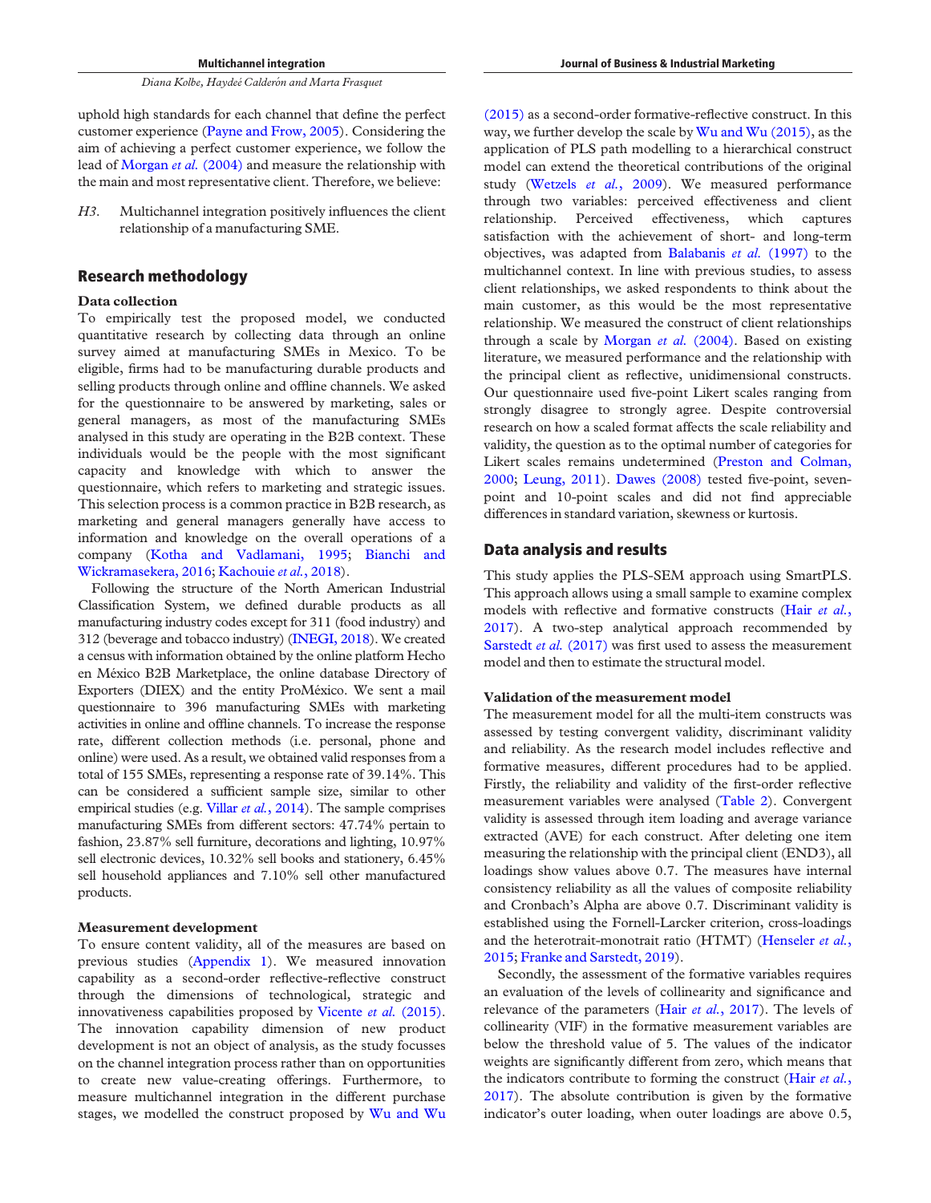uphold high standards for each channel that define the perfect customer experience (Payne and Frow, 2005). Considering the aim of achieving a perfect customer experience, we follow the lead of Morgan *et al.* (2004) and measure the relationship with the main and most representative client. Therefore, we believe:

*H3.* Multichannel integration positively influences the client relationship of a manufacturing SME.

## Research methodology

### Data collection

To empirically test the proposed model, we conducted quantitative research by collecting data through an online survey aimed at manufacturing SMEs in Mexico. To be eligible, firms had to be manufacturing durable products and selling products through online and offline channels. We asked for the questionnaire to be answered by marketing, sales or general managers, as most of the manufacturing SMEs analysed in this study are operating in the B2B context. These individuals would be the people with the most significant capacity and knowledge with which to answer the questionnaire, which refers to marketing and strategic issues. This selection process is a common practice in B2B research, as marketing and general managers generally have access to information and knowledge on the overall operations of a company (Kotha and Vadlamani, 1995; Bianchi and Wickramasekera, 2016; Kachouie *et al.*, 2018).

Following the structure of the North American Industrial Classification System, we defined durable products as all manufacturing industry codes except for 311 (food industry) and 312 (beverage and tobacco industry) (INEGI, 2018). We created a census with information obtained by the online platform Hecho en México B2B Marketplace, the online database Directory of Exporters (DIEX) and the entity ProMéxico. We sent a mail questionnaire to 396 manufacturing SMEs with marketing activities in online and offline channels. To increase the response rate, different collection methods (i.e. personal, phone and online) were used. As a result, we obtained valid responses from a total of 155 SMEs, representing a response rate of 39.14%. This can be considered a sufficient sample size, similar to other empirical studies (e.g. Villar *et al.*, 2014). The sample comprises manufacturing SMEs from different sectors: 47.74% pertain to fashion, 23.87% sell furniture, decorations and lighting, 10.97% sell electronic devices, 10.32% sell books and stationery, 6.45% sell household appliances and 7.10% sell other manufactured products.

### Measurement development

To ensure content validity, all of the measures are based on previous studies (Appendix 1). We measured innovation capability as a second-order reflective-reflective construct through the dimensions of technological, strategic and innovativeness capabilities proposed by Vicente *et al.* (2015). The innovation capability dimension of new product development is not an object of analysis, as the study focusses on the channel integration process rather than on opportunities to create new value-creating offerings. Furthermore, to measure multichannel integration in the different purchase stages, we modelled the construct proposed by Wu and Wu (2015) as a second-order formative-reflective construct. In this way, we further develop the scale by Wu and Wu (2015), as the application of PLS path modelling to a hierarchical construct model can extend the theoretical contributions of the original study (Wetzels *et al.*, 2009). We measured performance through two variables: perceived effectiveness and client relationship. Perceived effectiveness, which captures satisfaction with the achievement of short- and long-term objectives, was adapted from Balabanis *et al.* (1997) to the multichannel context. In line with previous studies, to assess client relationships, we asked respondents to think about the main customer, as this would be the most representative relationship. We measured the construct of client relationships through a scale by Morgan *et al.* (2004). Based on existing literature, we measured performance and the relationship with the principal client as reflective, unidimensional constructs. Our questionnaire used five-point Likert scales ranging from strongly disagree to strongly agree. Despite controversial research on how a scaled format affects the scale reliability and validity, the question as to the optimal number of categories for Likert scales remains undetermined (Preston and Colman, 2000; Leung, 2011). Dawes (2008) tested five-point, seven-point and 10-point scales and did not find appreciable differences in standard variation, skewness or kurtosis.

## Data analysis and results

This study applies the PLS-SEM approach using SmartPLS. This approach allows using a small sample to examine complex models with reflective and formative constructs (Hair *et al.*, 2017). A two-step analytical approach recommended by Sarstedt *et al.* (2017) was first used to assess the measurement model and then to estimate the structural model.

### Validation of the measurement model

The measurement model for all the multi-item constructs was assessed by testing convergent validity, discriminant validity and reliability. As the research model includes reflective and formative measures, different procedures had to be applied. Firstly, the reliability and validity of the first-order reflective measurement variables were analysed (Table 2). Convergent validity is assessed through item loading and average variance extracted (AVE) for each construct. After deleting one item measuring the relationship with the principal client (END3), all loadings show values above 0.7. The measures have internal consistency reliability as all the values of composite reliability and Cronbach's Alpha are above 0.7. Discriminant validity is established using the Fornell-Larcker criterion, cross-loadings and the heterotrait-monotrait ratio (HTMT) (Henseler *et al.*, 2015; Franke and Sarstedt, 2019).

Secondly, the assessment of the formative variables requires an evaluation of the levels of collinearity and significance and relevance of the parameters (Hair *et al.*, 2017). The levels of collinearity (VIF) in the formative measurement variables are below the threshold value of 5. The values of the indicator weights are significantly different from zero, which means that the indicators contribute to forming the construct (Hair *et al.*, 2017). The absolute contribution is given by the formative indicator's outer loading, when outer loadings are above 0.5,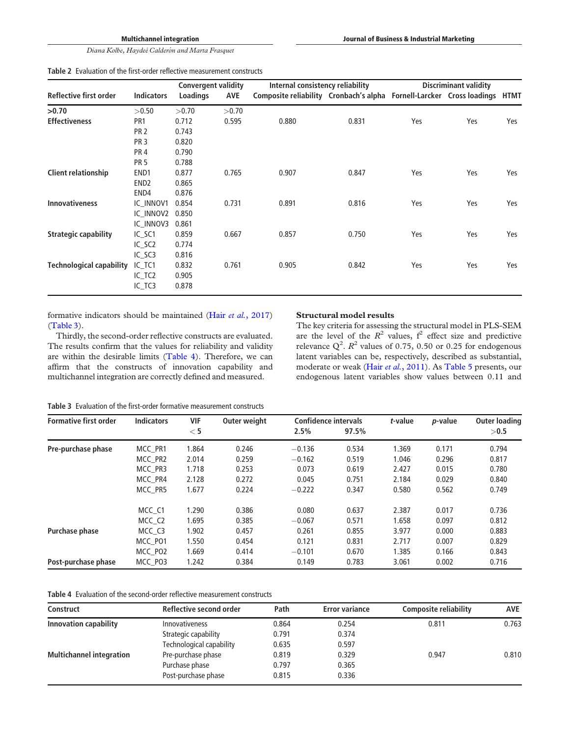Table 2 Evaluation of the first-order reflective measurement constructs

| Reflective first order | Indicators | Convergent validity | | Internal consistency reliability | | Discriminant validity | | |
|---|---|---|---|---|---|---|---|---|
| | | Loadings | AVE | Composite reliability | Cronbach's alpha | Fornell-Larcker | Cross loadings | HTMT |
| >0.70 | >0.50 | >0.70 | >0.70 | | | | | |
| **Effectiveness** | PR1 | 0.712 | 0.595 | 0.880 | 0.831 | Yes | Yes | Yes |
| | PR 2 | 0.743 | | | | | | |
| | PR 3 | 0.820 | | | | | | |
| | PR 4 | 0.790 | | | | | | |
| | PR 5 | 0.788 | | | | | | |
| **Client relationship** | END1 | 0.877 | 0.765 | 0.907 | 0.847 | Yes | Yes | Yes |
| | END2 | 0.865 | | | | | | |
| | END4 | 0.876 | | | | | | |
| **Innovativeness** | IC_INNOV1 | 0.854 | 0.731 | 0.891 | 0.816 | Yes | Yes | Yes |
| | IC_INNOV2 | 0.850 | | | | | | |
| | IC_INNOV3 | 0.861 | | | | | | |
| **Strategic capability** | IC_SC1 | 0.859 | 0.667 | 0.857 | 0.750 | Yes | Yes | Yes |
| | IC_SC2 | 0.774 | | | | | | |
| | IC_SC3 | 0.816 | | | | | | |
| **Technological capability** | IC_TC1 | 0.832 | 0.761 | 0.905 | 0.842 | Yes | Yes | Yes |
| | IC_TC2 | 0.905 | | | | | | |
| | IC_TC3 | 0.878 | | | | | | |

formative indicators should be maintained (Hair *et al.*, 2017) (Table 3).

Thirdly, the second-order reflective constructs are evaluated. The results confirm that the values for reliability and validity are within the desirable limits (Table 4). Therefore, we can affirm that the constructs of innovation capability and multichannel integration are correctly defined and measured.

### Structural model results

The key criteria for assessing the structural model in PLS-SEM are the level of the $R^2$ values, $f^2$ effect size and predictive relevance $Q^2$. $R^2$ values of 0.75, 0.50 or 0.25 for endogenous latent variables can be, respectively, described as substantial, moderate or weak (Hair *et al.*, 2011). As Table 5 presents, our endogenous latent variables show values between 0.11 and

Table 3 Evaluation of the first-order formative measurement constructs

| Formative first order | Indicators | VIF <5 | Outer weight | Confidence intervals 2.5% | Confidence intervals 97.5% | *t*-value | *p*-value | Outer loading >0.5 |
|---|---|---|---|---|---|---|---|---|
| **Pre-purchase phase** | MCC_PR1 | 1.864 | 0.246 | −0.136 | 0.534 | 1.369 | 0.171 | 0.794 |
| | MCC_PR2 | 2.014 | 0.259 | −0.162 | 0.519 | 1.046 | 0.296 | 0.817 |
| | MCC_PR3 | 1.718 | 0.253 | 0.073 | 0.619 | 2.427 | 0.015 | 0.780 |
| | MCC_PR4 | 2.128 | 0.272 | 0.045 | 0.751 | 2.184 | 0.029 | 0.840 |
| | MCC_PR5 | 1.677 | 0.224 | −0.222 | 0.347 | 0.580 | 0.562 | 0.749 |
| | MCC_C1 | 1.290 | 0.386 | 0.080 | 0.637 | 2.387 | 0.017 | 0.736 |
| | MCC_C2 | 1.695 | 0.385 | −0.067 | 0.571 | 1.658 | 0.097 | 0.812 |
| **Purchase phase** | MCC_C3 | 1.902 | 0.457 | 0.261 | 0.855 | 3.977 | 0.000 | 0.883 |
| | MCC_PO1 | 1.550 | 0.454 | 0.121 | 0.831 | 2.717 | 0.007 | 0.829 |
| | MCC_PO2 | 1.669 | 0.414 | −0.101 | 0.670 | 1.385 | 0.166 | 0.843 |
| **Post-purchase phase** | MCC_PO3 | 1.242 | 0.384 | 0.149 | 0.783 | 3.061 | 0.002 | 0.716 |

Table 4 Evaluation of the second-order reflective measurement constructs

| Construct | Reflective second order | Path | Error variance | Composite reliability | AVE |
|---|---|---|---|---|---|
| **Innovation capability** | Innovativeness | 0.864 | 0.254 | 0.811 | 0.763 |
| | Strategic capability | 0.791 | 0.374 | | |
| | Technological capability | 0.635 | 0.597 | | |
| **Multichannel integration** | Pre-purchase phase | 0.819 | 0.329 | 0.947 | 0.810 |
| | Purchase phase | 0.797 | 0.365 | | |
| | Post-purchase phase | 0.815 | 0.336 | | |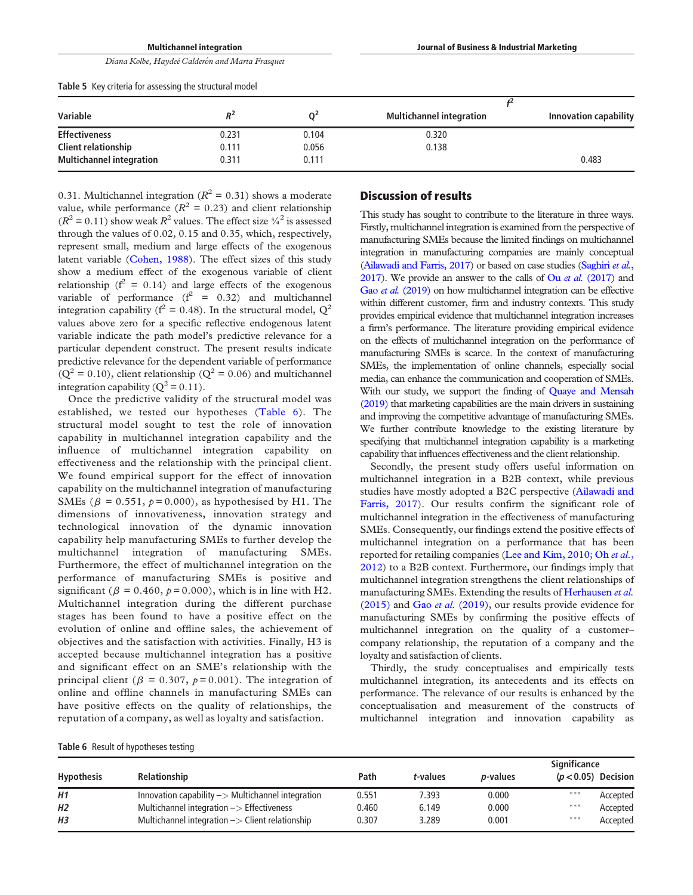Table 5 Key criteria for assessing the structural model

| Variable | $R^2$ | $Q^2$ | $f^2$ Multichannel integration | Innovation capability |
|---|---|---|---|---|
| **Effectiveness** | 0.231 | 0.104 | 0.320 | |
| **Client relationship** | 0.111 | 0.056 | 0.138 | |
| **Multichannel integration** | 0.311 | 0.111 | | 0.483 |

0.31. Multichannel integration ($R^2$ = 0.31) shows a moderate value, while performance ($R^2$ = 0.23) and client relationship ($R^2$ = 0.11) show weak $R^2$ values. The effect size ¾$^2$ is assessed through the values of 0.02, 0.15 and 0.35, which, respectively, represent small, medium and large effects of the exogenous latent variable (Cohen, 1988). The effect sizes of this study show a medium effect of the exogenous variable of client relationship ($f^2$ = 0.14) and large effects of the exogenous variable of performance ($f^2$ = 0.32) and multichannel integration capability ($f^2$ = 0.48). In the structural model, $Q^2$ values above zero for a specific reflective endogenous latent variable indicate the path model's predictive relevance for a particular dependent construct. The present results indicate predictive relevance for the dependent variable of performance ($Q^2$ = 0.10), client relationship ($Q^2$ = 0.06) and multichannel integration capability ($Q^2$ = 0.11).

Once the predictive validity of the structural model was established, we tested our hypotheses (Table 6). The structural model sought to test the role of innovation capability in multichannel integration capability and the influence of multichannel integration capability on effectiveness and the relationship with the principal client. We found empirical support for the effect of innovation capability on the multichannel integration of manufacturing SMEs ($\beta$ = 0.551, $p$ = 0.000), as hypothesised by H1. The dimensions of innovativeness, innovation strategy and technological innovation of the dynamic innovation capability help manufacturing SMEs to further develop the multichannel integration of manufacturing SMEs. Furthermore, the effect of multichannel integration on the performance of manufacturing SMEs is positive and significant ($\beta$ = 0.460, $p$ = 0.000), which is in line with H2. Multichannel integration during the different purchase stages has been found to have a positive effect on the evolution of online and offline sales, the achievement of objectives and the satisfaction with activities. Finally, H3 is accepted because multichannel integration has a positive and significant effect on an SME's relationship with the principal client ($\beta$ = 0.307, $p$ = 0.001). The integration of online and offline channels in manufacturing SMEs can have positive effects on the quality of relationships, the reputation of a company, as well as loyalty and satisfaction.

## Discussion of results

This study has sought to contribute to the literature in three ways. Firstly, multichannel integration is examined from the perspective of manufacturing SMEs because the limited findings on multichannel integration in manufacturing companies are mainly conceptual (Ailawadi and Farris, 2017) or based on case studies (Saghiri *et al.*, 2017). We provide an answer to the calls of Ou *et al.* (2017) and Gao *et al.* (2019) on how multichannel integration can be effective within different customer, firm and industry contexts. This study provides empirical evidence that multichannel integration increases a firm's performance. The literature providing empirical evidence on the effects of multichannel integration on the performance of manufacturing SMEs is scarce. In the context of manufacturing SMEs, the implementation of online channels, especially social media, can enhance the communication and cooperation of SMEs. With our study, we support the finding of Quaye and Mensah (2019) that marketing capabilities are the main drivers in sustaining and improving the competitive advantage of manufacturing SMEs. We further contribute knowledge to the existing literature by specifying that multichannel integration capability is a marketing capability that influences effectiveness and the client relationship.

Secondly, the present study offers useful information on multichannel integration in a B2B context, while previous studies have mostly adopted a B2C perspective (Ailawadi and Farris, 2017). Our results confirm the significant role of multichannel integration in the effectiveness of manufacturing SMEs. Consequently, our findings extend the positive effects of multichannel integration on a performance that has been reported for retailing companies (Lee and Kim, 2010; Oh *et al.*, 2012) to a B2B context. Furthermore, our findings imply that multichannel integration strengthens the client relationships of manufacturing SMEs. Extending the results of Herhausen *et al.* (2015) and Gao *et al.* (2019), our results provide evidence for manufacturing SMEs by confirming the positive effects of multichannel integration on the quality of a customer–company relationship, the reputation of a company and the loyalty and satisfaction of clients.

Thirdly, the study conceptualises and empirically tests multichannel integration, its antecedents and its effects on performance. The relevance of our results is enhanced by the conceptualisation and measurement of the constructs of multichannel integration and innovation capability as

Table 6 Result of hypotheses testing

| Hypothesis | Relationship | Path | *t*-values | *p*-values | Significance ($p < 0.05$) | Decision |
|---|---|---|---|---|---|---|
| ***H1*** | Innovation capability –> Multichannel integration | 0.551 | 7.393 | 0.000 | *** | Accepted |
| ***H2*** | Multichannel integration –> Effectiveness | 0.460 | 6.149 | 0.000 | *** | Accepted |
| ***H3*** | Multichannel integration –> Client relationship | 0.307 | 3.289 | 0.001 | *** | Accepted |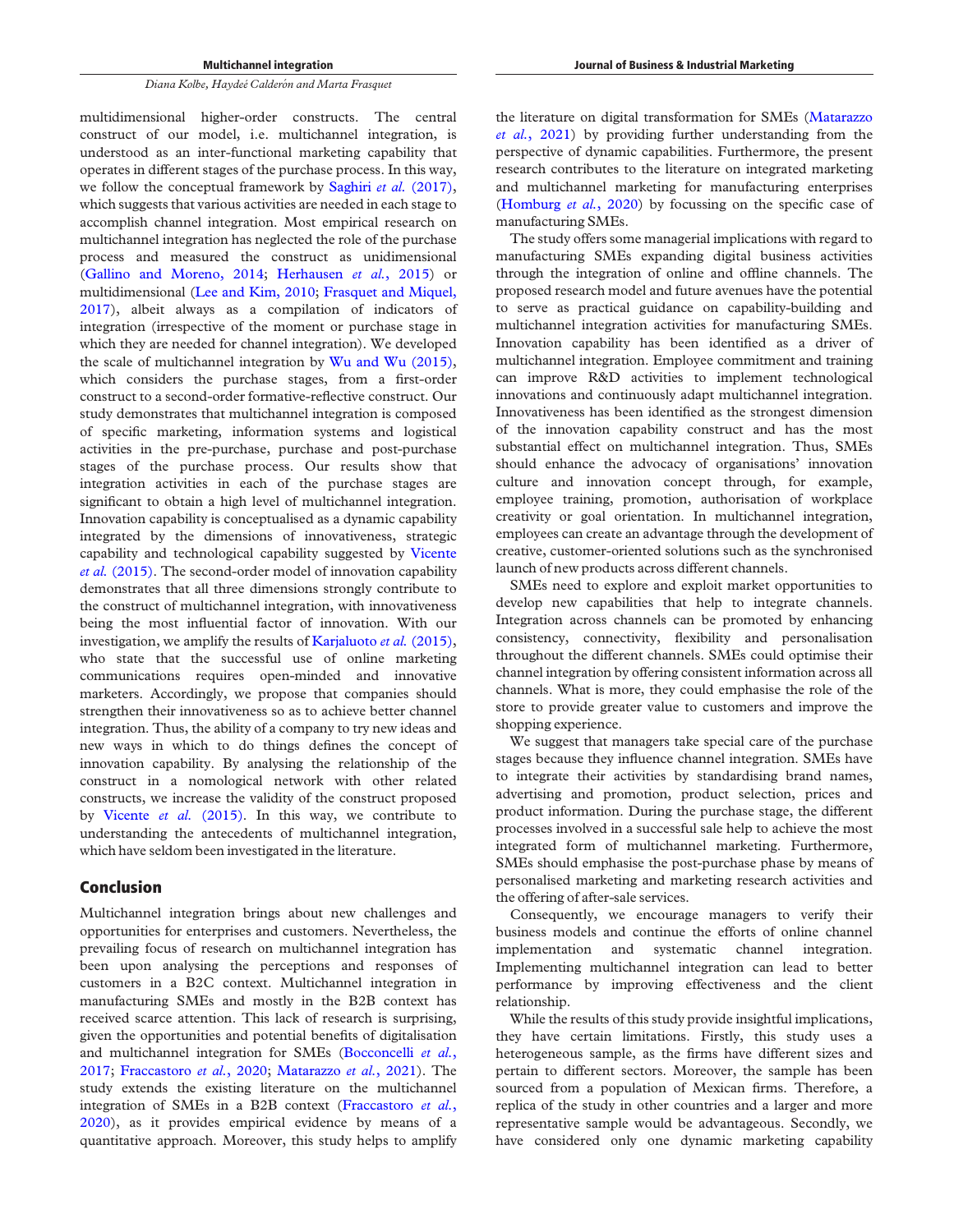multidimensional higher-order constructs. The central construct of our model, i.e. multichannel integration, is understood as an inter-functional marketing capability that operates in different stages of the purchase process. In this way, we follow the conceptual framework by Saghiri *et al.* (2017), which suggests that various activities are needed in each stage to accomplish channel integration. Most empirical research on multichannel integration has neglected the role of the purchase process and measured the construct as unidimensional (Gallino and Moreno, 2014; Herhausen *et al.*, 2015) or multidimensional (Lee and Kim, 2010; Frasquet and Miquel, 2017), albeit always as a compilation of indicators of integration (irrespective of the moment or purchase stage in which they are needed for channel integration). We developed the scale of multichannel integration by Wu and Wu (2015), which considers the purchase stages, from a first-order construct to a second-order formative-reflective construct. Our study demonstrates that multichannel integration is composed of specific marketing, information systems and logistical activities in the pre-purchase, purchase and post-purchase stages of the purchase process. Our results show that integration activities in each of the purchase stages are significant to obtain a high level of multichannel integration. Innovation capability is conceptualised as a dynamic capability integrated by the dimensions of innovativeness, strategic capability and technological capability suggested by Vicente *et al.* (2015). The second-order model of innovation capability demonstrates that all three dimensions strongly contribute to the construct of multichannel integration, with innovativeness being the most influential factor of innovation. With our investigation, we amplify the results of Karjaluoto *et al.* (2015), who state that the successful use of online marketing communications requires open-minded and innovative marketers. Accordingly, we propose that companies should strengthen their innovativeness so as to achieve better channel integration. Thus, the ability of a company to try new ideas and new ways in which to do things defines the concept of innovation capability. By analysing the relationship of the construct in a nomological network with other related constructs, we increase the validity of the construct proposed by Vicente *et al.* (2015). In this way, we contribute to understanding the antecedents of multichannel integration, which have seldom been investigated in the literature.

## Conclusion

Multichannel integration brings about new challenges and opportunities for enterprises and customers. Nevertheless, the prevailing focus of research on multichannel integration has been upon analysing the perceptions and responses of customers in a B2C context. Multichannel integration in manufacturing SMEs and mostly in the B2B context has received scarce attention. This lack of research is surprising, given the opportunities and potential benefits of digitalisation and multichannel integration for SMEs (Bocconcelli *et al.*, 2017; Fraccastoro *et al.*, 2020; Matarazzo *et al.*, 2021). The study extends the existing literature on the multichannel integration of SMEs in a B2B context (Fraccastoro *et al.*, 2020), as it provides empirical evidence by means of a quantitative approach. Moreover, this study helps to amplify the literature on digital transformation for SMEs (Matarazzo *et al.*, 2021) by providing further understanding from the perspective of dynamic capabilities. Furthermore, the present research contributes to the literature on integrated marketing and multichannel marketing for manufacturing enterprises (Homburg *et al.*, 2020) by focussing on the specific case of manufacturing SMEs.

The study offers some managerial implications with regard to manufacturing SMEs expanding digital business activities through the integration of online and offline channels. The proposed research model and future avenues have the potential to serve as practical guidance on capability-building and multichannel integration activities for manufacturing SMEs. Innovation capability has been identified as a driver of multichannel integration. Employee commitment and training can improve R&D activities to implement technological innovations and continuously adapt multichannel integration. Innovativeness has been identified as the strongest dimension of the innovation capability construct and has the most substantial effect on multichannel integration. Thus, SMEs should enhance the advocacy of organisations' innovation culture and innovation concept through, for example, employee training, promotion, authorisation of workplace creativity or goal orientation. In multichannel integration, employees can create an advantage through the development of creative, customer-oriented solutions such as the synchronised launch of new products across different channels.

SMEs need to explore and exploit market opportunities to develop new capabilities that help to integrate channels. Integration across channels can be promoted by enhancing consistency, connectivity, flexibility and personalisation throughout the different channels. SMEs could optimise their channel integration by offering consistent information across all channels. What is more, they could emphasise the role of the store to provide greater value to customers and improve the shopping experience.

We suggest that managers take special care of the purchase stages because they influence channel integration. SMEs have to integrate their activities by standardising brand names, advertising and promotion, product selection, prices and product information. During the purchase stage, the different processes involved in a successful sale help to achieve the most integrated form of multichannel marketing. Furthermore, SMEs should emphasise the post-purchase phase by means of personalised marketing and marketing research activities and the offering of after-sale services.

Consequently, we encourage managers to verify their business models and continue the efforts of online channel implementation and systematic channel integration. Implementing multichannel integration can lead to better performance by improving effectiveness and the client relationship.

While the results of this study provide insightful implications, they have certain limitations. Firstly, this study uses a heterogeneous sample, as the firms have different sizes and pertain to different sectors. Moreover, the sample has been sourced from a population of Mexican firms. Therefore, a replica of the study in other countries and a larger and more representative sample would be advantageous. Secondly, we have considered only one dynamic marketing capability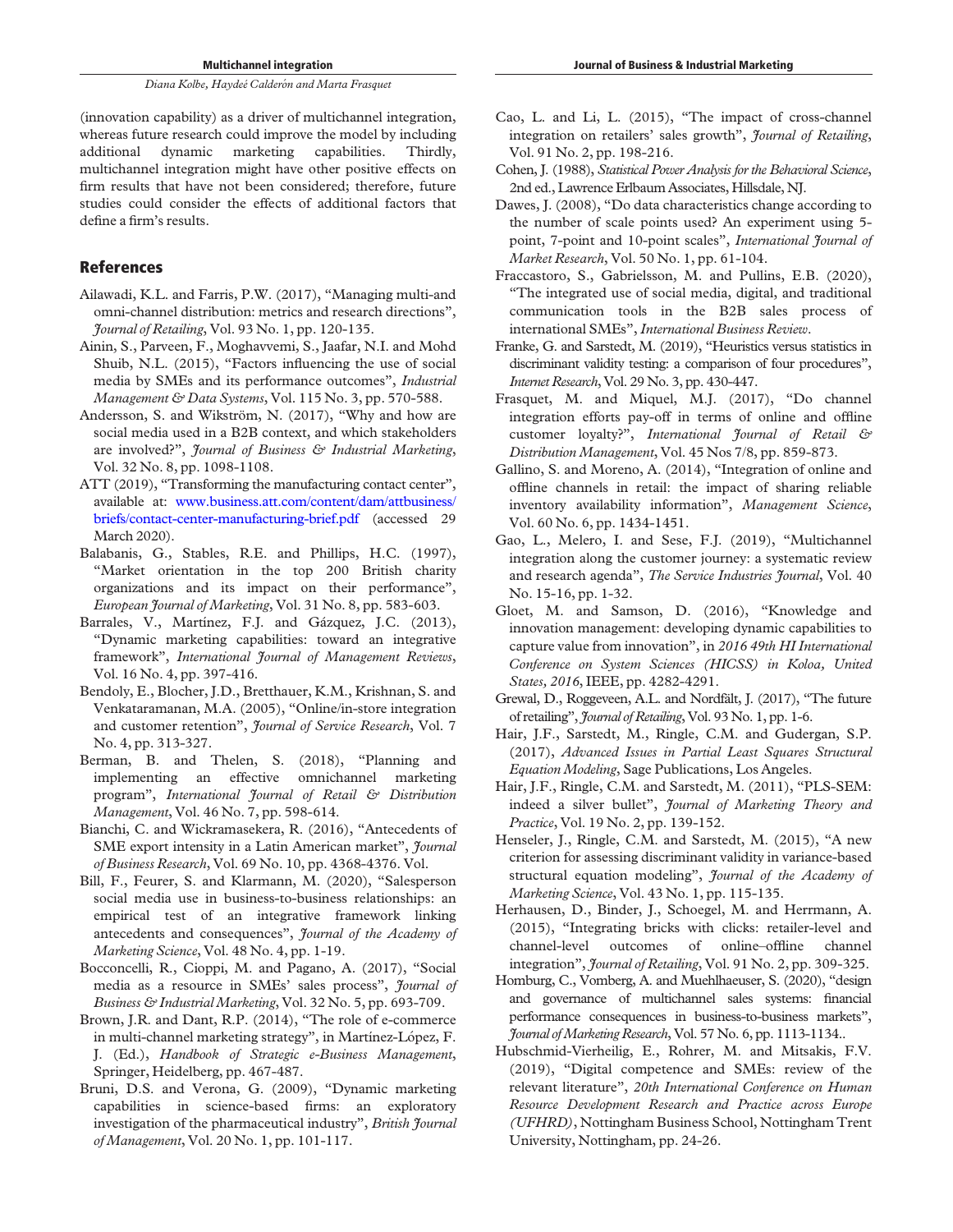(innovation capability) as a driver of multichannel integration, whereas future research could improve the model by including additional dynamic marketing capabilities. Thirdly, multichannel integration might have other positive effects on firm results that have not been considered; therefore, future studies could consider the effects of additional factors that define a firm's results.

## References

Ailawadi, K.L. and Farris, P.W. (2017), "Managing multi-and omni-channel distribution: metrics and research directions", *Journal of Retailing*, Vol. 93 No. 1, pp. 120-135.

Ainin, S., Parveen, F., Moghavvemi, S., Jaafar, N.I. and Mohd Shuib, N.L. (2015), "Factors influencing the use of social media by SMEs and its performance outcomes", *Industrial Management & Data Systems*, Vol. 115 No. 3, pp. 570-588.

Andersson, S. and Wikström, N. (2017), "Why and how are social media used in a B2B context, and which stakeholders are involved?", *Journal of Business & Industrial Marketing*, Vol. 32 No. 8, pp. 1098-1108.

ATT (2019), "Transforming the manufacturing contact center", available at: www.business.att.com/content/dam/attbusiness/briefs/contact-center-manufacturing-brief.pdf (accessed 29 March 2020).

Balabanis, G., Stables, R.E. and Phillips, H.C. (1997), "Market orientation in the top 200 British charity organizations and its impact on their performance", *European Journal of Marketing*, Vol. 31 No. 8, pp. 583-603.

Barrales, V., Martínez, F.J. and Gázquez, J.C. (2013), "Dynamic marketing capabilities: toward an integrative framework", *International Journal of Management Reviews*, Vol. 16 No. 4, pp. 397-416.

Bendoly, E., Blocher, J.D., Bretthauer, K.M., Krishnan, S. and Venkataramanan, M.A. (2005), "Online/in-store integration and customer retention", *Journal of Service Research*, Vol. 7 No. 4, pp. 313-327.

Berman, B. and Thelen, S. (2018), "Planning and implementing an effective omnichannel marketing program", *International Journal of Retail & Distribution Management*, Vol. 46 No. 7, pp. 598-614.

Bianchi, C. and Wickramasekera, R. (2016), "Antecedents of SME export intensity in a Latin American market", *Journal of Business Research*, Vol. 69 No. 10, pp. 4368-4376. Vol.

Bill, F., Feurer, S. and Klarmann, M. (2020), "Salesperson social media use in business-to-business relationships: an empirical test of an integrative framework linking antecedents and consequences", *Journal of the Academy of Marketing Science*, Vol. 48 No. 4, pp. 1-19.

Bocconcelli, R., Cioppi, M. and Pagano, A. (2017), "Social media as a resource in SMEs' sales process", *Journal of Business & Industrial Marketing*, Vol. 32 No. 5, pp. 693-709.

Brown, J.R. and Dant, R.P. (2014), "The role of e-commerce in multi-channel marketing strategy", in Martínez-López, F. J. (Ed.), *Handbook of Strategic e-Business Management*, Springer, Heidelberg, pp. 467-487.

Bruni, D.S. and Verona, G. (2009), "Dynamic marketing capabilities in science-based firms: an exploratory investigation of the pharmaceutical industry", *British Journal of Management*, Vol. 20 No. 1, pp. 101-117.

Cao, L. and Li, L. (2015), "The impact of cross-channel integration on retailers' sales growth", *Journal of Retailing*, Vol. 91 No. 2, pp. 198-216.

Cohen, J. (1988), *Statistical Power Analysis for the Behavioral Science*, 2nd ed., Lawrence Erlbaum Associates, Hillsdale, NJ.

Dawes, J. (2008), "Do data characteristics change according to the number of scale points used? An experiment using 5-point, 7-point and 10-point scales", *International Journal of Market Research*, Vol. 50 No. 1, pp. 61-104.

Fraccastoro, S., Gabrielsson, M. and Pullins, E.B. (2020), "The integrated use of social media, digital, and traditional communication tools in the B2B sales process of international SMEs", *International Business Review*.

Franke, G. and Sarstedt, M. (2019), "Heuristics versus statistics in discriminant validity testing: a comparison of four procedures", *Internet Research*, Vol. 29 No. 3, pp. 430-447.

Frasquet, M. and Miquel, M.J. (2017), "Do channel integration efforts pay-off in terms of online and offline customer loyalty?", *International Journal of Retail & Distribution Management*, Vol. 45 Nos 7/8, pp. 859-873.

Gallino, S. and Moreno, A. (2014), "Integration of online and offline channels in retail: the impact of sharing reliable inventory availability information", *Management Science*, Vol. 60 No. 6, pp. 1434-1451.

Gao, L., Melero, I. and Sese, F.J. (2019), "Multichannel integration along the customer journey: a systematic review and research agenda", *The Service Industries Journal*, Vol. 40 No. 15-16, pp. 1-32.

Gloet, M. and Samson, D. (2016), "Knowledge and innovation management: developing dynamic capabilities to capture value from innovation", in *2016 49th HI International Conference on System Sciences (HICSS) in Koloa, United States, 2016*, IEEE, pp. 4282-4291.

Grewal, D., Roggeveen, A.L. and Nordfält, J. (2017), "The future of retailing", *Journal of Retailing*, Vol. 93 No. 1, pp. 1-6.

Hair, J.F., Sarstedt, M., Ringle, C.M. and Gudergan, S.P. (2017), *Advanced Issues in Partial Least Squares Structural Equation Modeling*, Sage Publications, Los Angeles.

Hair, J.F., Ringle, C.M. and Sarstedt, M. (2011), "PLS-SEM: indeed a silver bullet", *Journal of Marketing Theory and Practice*, Vol. 19 No. 2, pp. 139-152.

Henseler, J., Ringle, C.M. and Sarstedt, M. (2015), "A new criterion for assessing discriminant validity in variance-based structural equation modeling", *Journal of the Academy of Marketing Science*, Vol. 43 No. 1, pp. 115-135.

Herhausen, D., Binder, J., Schoegel, M. and Herrmann, A. (2015), "Integrating bricks with clicks: retailer-level and channel-level outcomes of online–offline channel integration", *Journal of Retailing*, Vol. 91 No. 2, pp. 309-325.

Homburg, C., Vomberg, A. and Muehlhaeuser, S. (2020), "design and governance of multichannel sales systems: financial performance consequences in business-to-business markets", *Journal of Marketing Research*, Vol. 57 No. 6, pp. 1113-1134..

Hubschmid-Vierheilig, E., Rohrer, M. and Mitsakis, F.V. (2019), "Digital competence and SMEs: review of the relevant literature", *20th International Conference on Human Resource Development Research and Practice across Europe (UFHRD)*, Nottingham Business School, Nottingham Trent University, Nottingham, pp. 24-26.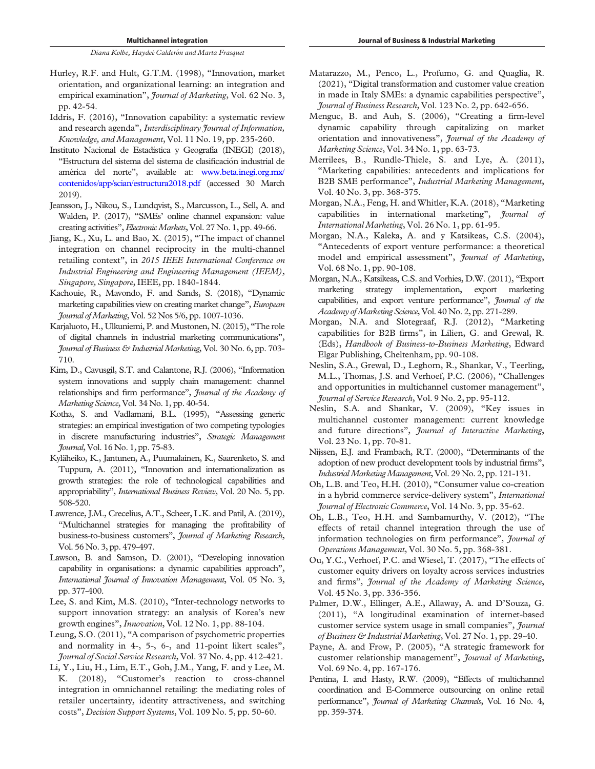Hurley, R.F. and Hult, G.T.M. (1998), "Innovation, market orientation, and organizational learning: an integration and empirical examination", *Journal of Marketing*, Vol. 62 No. 3, pp. 42-54.

Iddris, F. (2016), "Innovation capability: a systematic review and research agenda", *Interdisciplinary Journal of Information, Knowledge, and Management*, Vol. 11 No. 19, pp. 235-260.

Instituto Nacional de Estadística y Geografía (INEGI) (2018), "Estructura del sistema del sistema de clasificación industrial de américa del norte", available at: www.beta.inegi.org.mx/contenidos/app/scian/estructura2018.pdf (accessed 30 March 2019).

Jeansson, J., Nikou, S., Lundqvist, S., Marcusson, L., Sell, A. and Walden, P. (2017), "SMEs' online channel expansion: value creating activities", *Electronic Markets*, Vol. 27 No. 1, pp. 49-66.

Jiang, K., Xu, L. and Bao, X. (2015), "The impact of channel integration on channel reciprocity in the multi-channel retailing context", in *2015 IEEE International Conference on Industrial Engineering and Engineering Management (IEEM), Singapore, Singapore*, IEEE, pp. 1840-1844.

Kachouie, R., Mavondo, F. and Sands, S. (2018), "Dynamic marketing capabilities view on creating market change", *European Journal of Marketing*, Vol. 52 Nos 5/6, pp. 1007-1036.

Karjaluoto, H., Ulkuniemi, P. and Mustonen, N. (2015), "The role of digital channels in industrial marketing communications", *Journal of Business & Industrial Marketing*, Vol. 30 No. 6, pp. 703-710.

Kim, D., Cavusgil, S.T. and Calantone, R.J. (2006), "Information system innovations and supply chain management: channel relationships and firm performance", *Journal of the Academy of Marketing Science*, Vol. 34 No. 1, pp. 40-54.

Kotha, S. and Vadlamani, B.L. (1995), "Assessing generic strategies: an empirical investigation of two competing typologies in discrete manufacturing industries", *Strategic Management Journal*, Vol. 16 No. 1, pp. 75-83.

Kyläheiko, K., Jantunen, A., Puumalainen, K., Saarenketo, S. and Tuppura, A. (2011), "Innovation and internationalization as growth strategies: the role of technological capabilities and appropriability", *International Business Review*, Vol. 20 No. 5, pp. 508-520.

Lawrence, J.M., Crecelius, A.T., Scheer, L.K. and Patil, A. (2019), "Multichannel strategies for managing the profitability of business-to-business customers", *Journal of Marketing Research*, Vol. 56 No. 3, pp. 479-497.

Lawson, B. and Samson, D. (2001), "Developing innovation capability in organisations: a dynamic capabilities approach", *International Journal of Innovation Management*, Vol. 05 No. 3, pp. 377-400.

Lee, S. and Kim, M.S. (2010), "Inter-technology networks to support innovation strategy: an analysis of Korea's new growth engines", *Innovation*, Vol. 12 No. 1, pp. 88-104.

Leung, S.O. (2011), "A comparison of psychometric properties and normality in 4-, 5-, 6-, and 11-point likert scales", *Journal of Social Service Research*, Vol. 37 No. 4, pp. 412-421.

Li, Y., Liu, H., Lim, E.T., Goh, J.M., Yang, F. and y Lee, M. K. (2018), "Customer's reaction to cross-channel integration in omnichannel retailing: the mediating roles of retailer uncertainty, identity attractiveness, and switching costs", *Decision Support Systems*, Vol. 109 No. 5, pp. 50-60.

Matarazzo, M., Penco, L., Profumo, G. and Quaglia, R. (2021), "Digital transformation and customer value creation in made in Italy SMEs: a dynamic capabilities perspective", *Journal of Business Research*, Vol. 123 No. 2, pp. 642-656.

Menguc, B. and Auh, S. (2006), "Creating a firm-level dynamic capability through capitalizing on market orientation and innovativeness", *Journal of the Academy of Marketing Science*, Vol. 34 No. 1, pp. 63-73.

Merrilees, B., Rundle-Thiele, S. and Lye, A. (2011), "Marketing capabilities: antecedents and implications for B2B SME performance", *Industrial Marketing Management*, Vol. 40 No. 3, pp. 368-375.

Morgan, N.A., Feng, H. and Whitler, K.A. (2018), "Marketing capabilities in international marketing", *Journal of International Marketing*, Vol. 26 No. 1, pp. 61-95.

Morgan, N.A., Kaleka, A. and y Katsikeas, C.S. (2004), "Antecedents of export venture performance: a theoretical model and empirical assessment", *Journal of Marketing*, Vol. 68 No. 1, pp. 90-108.

Morgan, N.A., Katsikeas, C.S. and Vorhies, D.W. (2011), "Export marketing strategy implementation, export marketing capabilities, and export venture performance", *Journal of the Academy of Marketing Science*, Vol. 40 No. 2, pp. 271-289.

Morgan, N.A. and Slotegraaf, R.J. (2012), "Marketing capabilities for B2B firms", in Lilien, G. and Grewal, R. (Eds), *Handbook of Business-to-Business Marketing*, Edward Elgar Publishing, Cheltenham, pp. 90-108.

Neslin, S.A., Grewal, D., Leghorn, R., Shankar, V., Teerling, M.L., Thomas, J.S. and Verhoef, P.C. (2006), "Challenges and opportunities in multichannel customer management", *Journal of Service Research*, Vol. 9 No. 2, pp. 95-112.

Neslin, S.A. and Shankar, V. (2009), "Key issues in multichannel customer management: current knowledge and future directions", *Journal of Interactive Marketing*, Vol. 23 No. 1, pp. 70-81.

Nijssen, E.J. and Frambach, R.T. (2000), "Determinants of the adoption of new product development tools by industrial firms", *Industrial Marketing Management*, Vol. 29 No. 2, pp. 121-131.

Oh, L.B. and Teo, H.H. (2010), "Consumer value co-creation in a hybrid commerce service-delivery system", *International Journal of Electronic Commerce*, Vol. 14 No. 3, pp. 35-62.

Oh, L.B., Teo, H.H. and Sambamurthy, V. (2012), "The effects of retail channel integration through the use of information technologies on firm performance", *Journal of Operations Management*, Vol. 30 No. 5, pp. 368-381.

Ou, Y.C., Verhoef, P.C. and Wiesel, T. (2017), "The effects of customer equity drivers on loyalty across services industries and firms", *Journal of the Academy of Marketing Science*, Vol. 45 No. 3, pp. 336-356.

Palmer, D.W., Ellinger, A.E., Allaway, A. and D'Souza, G. (2011), "A longitudinal examination of internet-based customer service system usage in small companies", *Journal of Business & Industrial Marketing*, Vol. 27 No. 1, pp. 29-40.

Payne, A. and Frow, P. (2005), "A strategic framework for customer relationship management", *Journal of Marketing*, Vol. 69 No. 4, pp. 167-176.

Pentina, I. and Hasty, R.W. (2009), "Effects of multichannel coordination and E-Commerce outsourcing on online retail performance", *Journal of Marketing Channels*, Vol. 16 No. 4, pp. 359-374.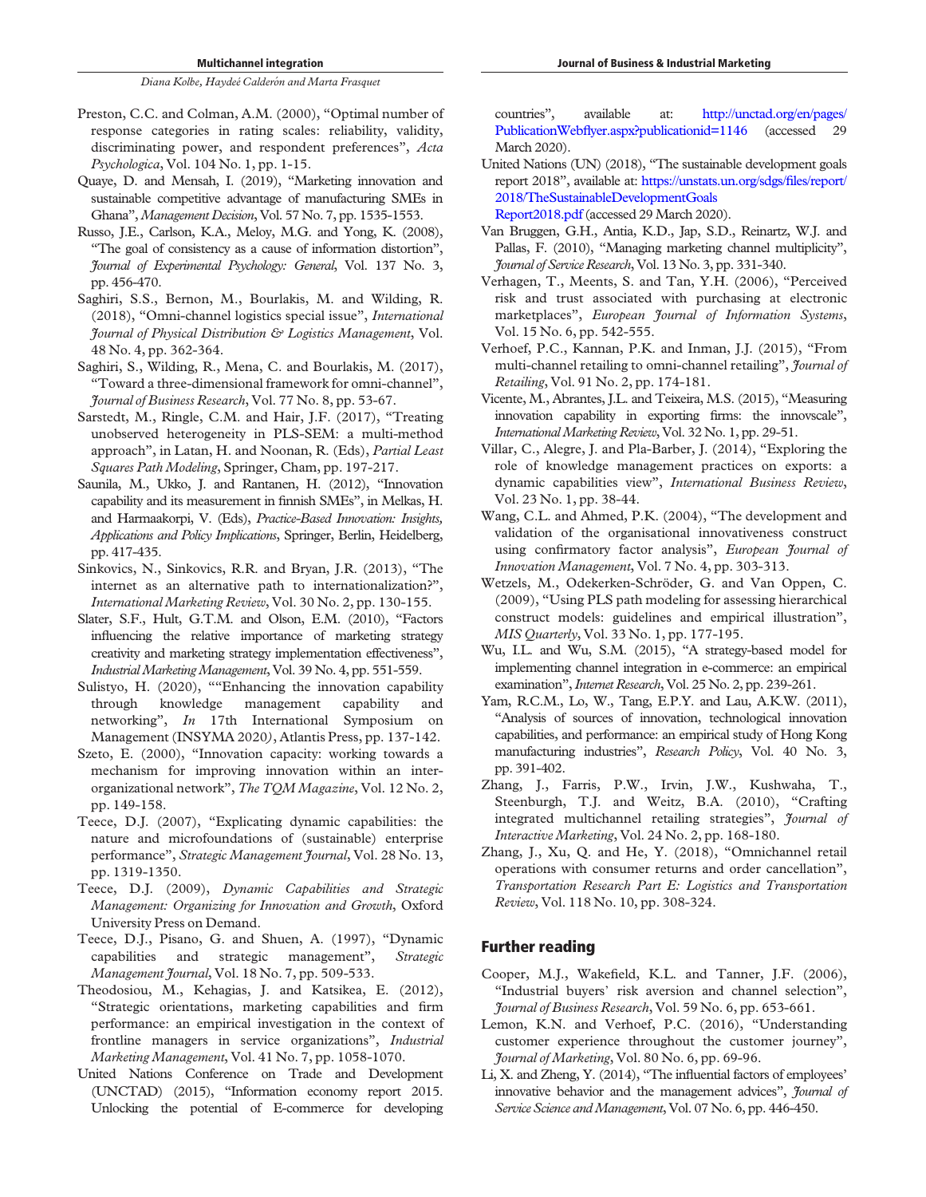Preston, C.C. and Colman, A.M. (2000), "Optimal number of response categories in rating scales: reliability, validity, discriminating power, and respondent preferences", *Acta Psychologica*, Vol. 104 No. 1, pp. 1-15.

Quaye, D. and Mensah, I. (2019), "Marketing innovation and sustainable competitive advantage of manufacturing SMEs in Ghana", *Management Decision*, Vol. 57 No. 7, pp. 1535-1553.

Russo, J.E., Carlson, K.A., Meloy, M.G. and Yong, K. (2008), "The goal of consistency as a cause of information distortion", *Journal of Experimental Psychology: General*, Vol. 137 No. 3, pp. 456-470.

Saghiri, S.S., Bernon, M., Bourlakis, M. and Wilding, R. (2018), "Omni-channel logistics special issue", *International Journal of Physical Distribution & Logistics Management*, Vol. 48 No. 4, pp. 362-364.

Saghiri, S., Wilding, R., Mena, C. and Bourlakis, M. (2017), "Toward a three-dimensional framework for omni-channel", *Journal of Business Research*, Vol. 77 No. 8, pp. 53-67.

Sarstedt, M., Ringle, C.M. and Hair, J.F. (2017), "Treating unobserved heterogeneity in PLS-SEM: a multi-method approach", in Latan, H. and Noonan, R. (Eds), *Partial Least Squares Path Modeling*, Springer, Cham, pp. 197-217.

Saunila, M., Ukko, J. and Rantanen, H. (2012), "Innovation capability and its measurement in finnish SMEs", in Melkas, H. and Harmaakorpi, V. (Eds), *Practice-Based Innovation: Insights, Applications and Policy Implications*, Springer, Berlin, Heidelberg, pp. 417-435.

Sinkovics, N., Sinkovics, R.R. and Bryan, J.R. (2013), "The internet as an alternative path to internationalization?", *International Marketing Review*, Vol. 30 No. 2, pp. 130-155.

Slater, S.F., Hult, G.T.M. and Olson, E.M. (2010), "Factors influencing the relative importance of marketing strategy creativity and marketing strategy implementation effectiveness", *Industrial Marketing Management*, Vol. 39 No. 4, pp. 551-559.

Sulistyo, H. (2020), ""Enhancing the innovation capability through knowledge management capability and networking", *In* 17th International Symposium on Management (INSYMA 2020*)*, Atlantis Press, pp. 137-142.

Szeto, E. (2000), "Innovation capacity: working towards a mechanism for improving innovation within an inter-organizational network", *The TQM Magazine*, Vol. 12 No. 2, pp. 149-158.

Teece, D.J. (2007), "Explicating dynamic capabilities: the nature and microfoundations of (sustainable) enterprise performance", *Strategic Management Journal*, Vol. 28 No. 13, pp. 1319-1350.

Teece, D.J. (2009), *Dynamic Capabilities and Strategic Management: Organizing for Innovation and Growth*, Oxford University Press on Demand.

Teece, D.J., Pisano, G. and Shuen, A. (1997), "Dynamic capabilities and strategic management", *Strategic Management Journal*, Vol. 18 No. 7, pp. 509-533.

Theodosiou, M., Kehagias, J. and Katsikea, E. (2012), "Strategic orientations, marketing capabilities and firm performance: an empirical investigation in the context of frontline managers in service organizations", *Industrial Marketing Management*, Vol. 41 No. 7, pp. 1058-1070.

United Nations Conference on Trade and Development (UNCTAD) (2015), "Information economy report 2015. Unlocking the potential of E-commerce for developing countries", available at: http://unctad.org/en/pages/PublicationWebflyer.aspx?publicationid=1146 (accessed 29 March 2020).

United Nations (UN) (2018), "The sustainable development goals report 2018", available at: https://unstats.un.org/sdgs/files/report/2018/TheSustainableDevelopmentGoalsReport2018.pdf (accessed 29 March 2020).

Van Bruggen, G.H., Antia, K.D., Jap, S.D., Reinartz, W.J. and Pallas, F. (2010), "Managing marketing channel multiplicity", *Journal of Service Research*, Vol. 13 No. 3, pp. 331-340.

Verhagen, T., Meents, S. and Tan, Y.H. (2006), "Perceived risk and trust associated with purchasing at electronic marketplaces", *European Journal of Information Systems*, Vol. 15 No. 6, pp. 542-555.

Verhoef, P.C., Kannan, P.K. and Inman, J.J. (2015), "From multi-channel retailing to omni-channel retailing", *Journal of Retailing*, Vol. 91 No. 2, pp. 174-181.

Vicente, M., Abrantes, J.L. and Teixeira, M.S. (2015), "Measuring innovation capability in exporting firms: the innovscale", *International Marketing Review*, Vol. 32 No. 1, pp. 29-51.

Villar, C., Alegre, J. and Pla-Barber, J. (2014), "Exploring the role of knowledge management practices on exports: a dynamic capabilities view", *International Business Review*, Vol. 23 No. 1, pp. 38-44.

Wang, C.L. and Ahmed, P.K. (2004), "The development and validation of the organisational innovativeness construct using confirmatory factor analysis", *European Journal of Innovation Management*, Vol. 7 No. 4, pp. 303-313.

Wetzels, M., Odekerken-Schröder, G. and Van Oppen, C. (2009), "Using PLS path modeling for assessing hierarchical construct models: guidelines and empirical illustration", *MIS Quarterly*, Vol. 33 No. 1, pp. 177-195.

Wu, I.L. and Wu, S.M. (2015), "A strategy-based model for implementing channel integration in e-commerce: an empirical examination", *Internet Research*, Vol. 25 No. 2, pp. 239-261.

Yam, R.C.M., Lo, W., Tang, E.P.Y. and Lau, A.K.W. (2011), "Analysis of sources of innovation, technological innovation capabilities, and performance: an empirical study of Hong Kong manufacturing industries", *Research Policy*, Vol. 40 No. 3, pp. 391-402.

Zhang, J., Farris, P.W., Irvin, J.W., Kushwaha, T., Steenburgh, T.J. and Weitz, B.A. (2010), "Crafting integrated multichannel retailing strategies", *Journal of Interactive Marketing*, Vol. 24 No. 2, pp. 168-180.

Zhang, J., Xu, Q. and He, Y. (2018), "Omnichannel retail operations with consumer returns and order cancellation", *Transportation Research Part E: Logistics and Transportation Review*, Vol. 118 No. 10, pp. 308-324.

## Further reading

Cooper, M.J., Wakefield, K.L. and Tanner, J.F. (2006), "Industrial buyers' risk aversion and channel selection", *Journal of Business Research*, Vol. 59 No. 6, pp. 653-661.

Lemon, K.N. and Verhoef, P.C. (2016), "Understanding customer experience throughout the customer journey", *Journal of Marketing*, Vol. 80 No. 6, pp. 69-96.

Li, X. and Zheng, Y. (2014), "The influential factors of employees' innovative behavior and the management advices", *Journal of Service Science and Management*, Vol. 07 No. 6, pp. 446-450.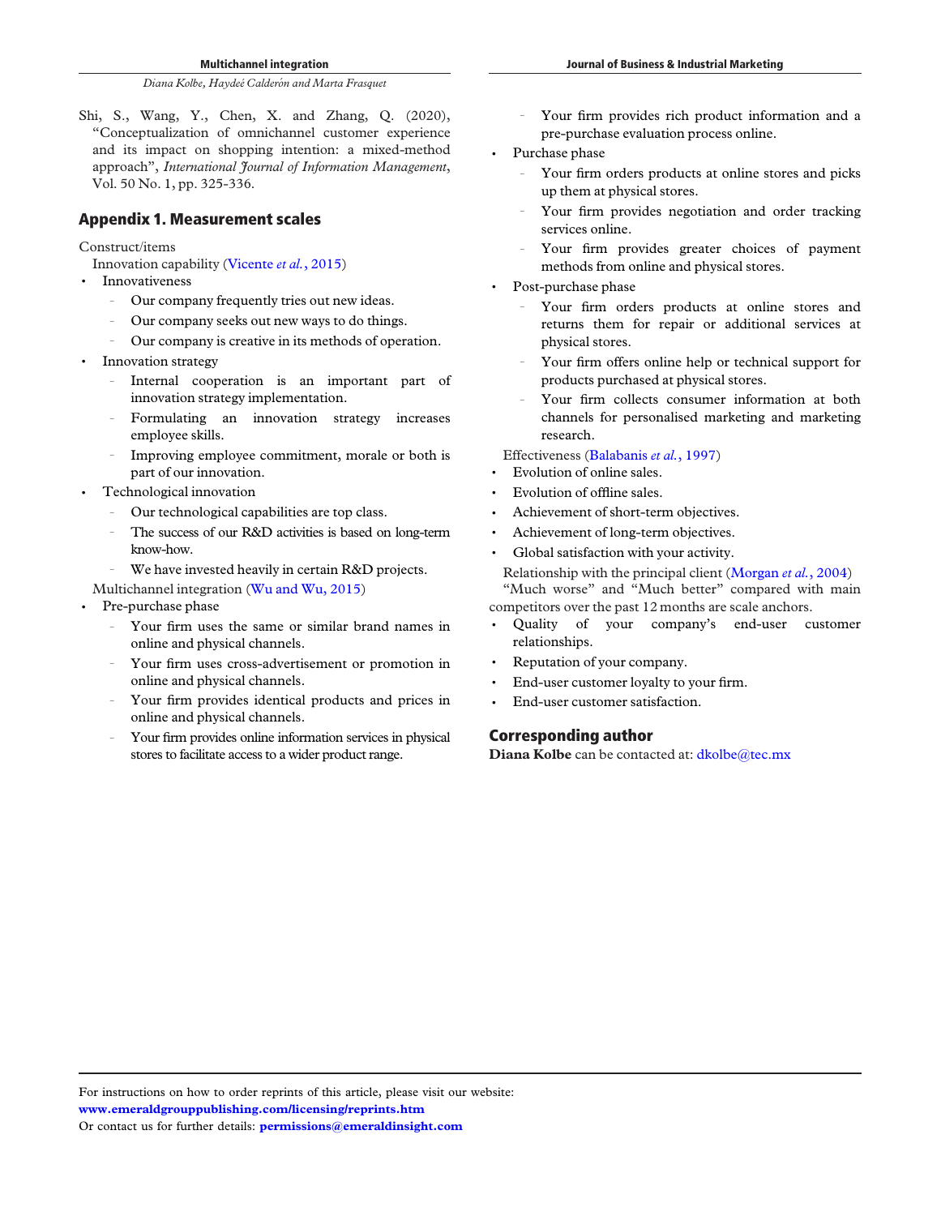Shi, S., Wang, Y., Chen, X. and Zhang, Q. (2020), "Conceptualization of omnichannel customer experience and its impact on shopping intention: a mixed-method approach", *International Journal of Information Management*, Vol. 50 No. 1, pp. 325-336.

## Appendix 1. Measurement scales

Construct/items

Innovation capability (Vicente *et al.*, 2015)

- Innovativeness
  - Our company frequently tries out new ideas.
  - Our company seeks out new ways to do things.
  - Our company is creative in its methods of operation.
- Innovation strategy
  - Internal cooperation is an important part of innovation strategy implementation.
  - Formulating an innovation strategy increases employee skills.
  - Improving employee commitment, morale or both is part of our innovation.
- Technological innovation
  - Our technological capabilities are top class.
  - The success of our R&D activities is based on long-term know-how.
  - We have invested heavily in certain R&D projects.

Multichannel integration (Wu and Wu, 2015)

- Pre-purchase phase
  - Your firm uses the same or similar brand names in online and physical channels.
  - Your firm uses cross-advertisement or promotion in online and physical channels.
  - Your firm provides identical products and prices in online and physical channels.
  - Your firm provides online information services in physical stores to facilitate access to a wider product range.
  - Your firm provides rich product information and a pre-purchase evaluation process online.
- Purchase phase
  - Your firm orders products at online stores and picks up them at physical stores.
  - Your firm provides negotiation and order tracking services online.
  - Your firm provides greater choices of payment methods from online and physical stores.
- Post-purchase phase
  - Your firm orders products at online stores and returns them for repair or additional services at physical stores.
  - Your firm offers online help or technical support for products purchased at physical stores.
  - Your firm collects consumer information at both channels for personalised marketing and marketing research.

Effectiveness (Balabanis *et al.*, 1997)

- Evolution of online sales.
- Evolution of offline sales.
- Achievement of short-term objectives.
- Achievement of long-term objectives.
- Global satisfaction with your activity.

Relationship with the principal client (Morgan *et al.*, 2004)

"Much worse" and "Much better" compared with main competitors over the past 12 months are scale anchors.

- Quality of your company's end-user customer relationships.
- Reputation of your company.
- End-user customer loyalty to your firm.
- End-user customer satisfaction.

## Corresponding author

**Diana Kolbe** can be contacted at: dkolbe@tec.mx

For instructions on how to order reprints of this article, please visit our website:
**www.emeraldgrouppublishing.com/licensing/reprints.htm**
Or contact us for further details: **permissions@emeraldinsight.com**